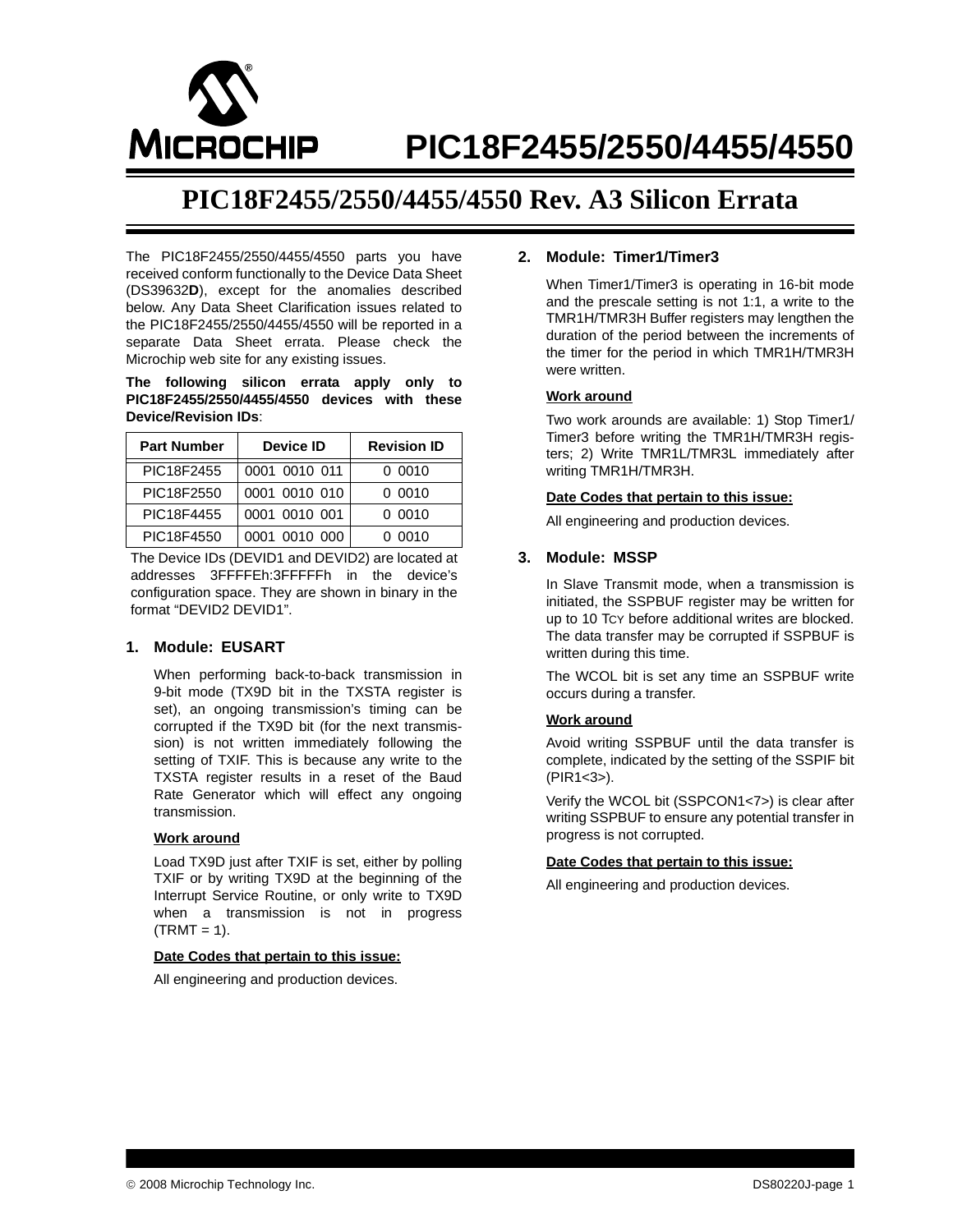# PIC18F2455/2550/4455/4550

## PIC18F2455/2550/4455/4550 Rev. A3 Silicon Errata

The PIC18F2455/2550/4455/4550 parts you have received conform functionally to the Device Data Sheet (DS39632**D**), except for the anomalies described below. Any Data Sheet Clarification issues related to the PIC18F2455/2550/4455/4550 will be reported in a separate Data Sheet errata. Please check the Microchip web site for any existing issues.

**The following silicon errata apply only to PIC18F2455/2550/4455/4550 devices with these Device/Revision IDs**:

| Part Number | Device ID | Revision ID |
|---|---|---|
| PIC18F2455 | 0001 0010 011 | 0 0010 |
| PIC18F2550 | 0001 0010 010 | 0 0010 |
| PIC18F4455 | 0001 0010 001 | 0 0010 |
| PIC18F4550 | 0001 0010 000 | 0 0010 |

The Device IDs (DEVID1 and DEVID2) are located at addresses 3FFFFEh:3FFFFFh in the device's configuration space. They are shown in binary in the format "DEVID2 DEVID1".

### 1. Module: EUSART

When performing back-to-back transmission in 9-bit mode (TX9D bit in the TXSTA register is set), an ongoing transmission's timing can be corrupted if the TX9D bit (for the next transmission) is not written immediately following the setting of TXIF. This is because any write to the TXSTA register results in a reset of the Baud Rate Generator which will effect any ongoing transmission.

**Work around**

Load TX9D just after TXIF is set, either by polling TXIF or by writing TX9D at the beginning of the Interrupt Service Routine, or only write to TX9D when a transmission is not in progress (TRMT = 1).

**Date Codes that pertain to this issue:**

All engineering and production devices.

### 2. Module: Timer1/Timer3

When Timer1/Timer3 is operating in 16-bit mode and the prescale setting is not 1:1, a write to the TMR1H/TMR3H Buffer registers may lengthen the duration of the period between the increments of the timer for the period in which TMR1H/TMR3H were written.

**Work around**

Two work arounds are available: 1) Stop Timer1/Timer3 before writing the TMR1H/TMR3H registers; 2) Write TMR1L/TMR3L immediately after writing TMR1H/TMR3H.

**Date Codes that pertain to this issue:**

All engineering and production devices.

### 3. Module: MSSP

In Slave Transmit mode, when a transmission is initiated, the SSPBUF register may be written for up to 10 $T_{CY}$ before additional writes are blocked. The data transfer may be corrupted if SSPBUF is written during this time.

The WCOL bit is set any time an SSPBUF write occurs during a transfer.

**Work around**

Avoid writing SSPBUF until the data transfer is complete, indicated by the setting of the SSPIF bit (PIR1<3>).

Verify the WCOL bit (SSPCON1<7>) is clear after writing SSPBUF to ensure any potential transfer in progress is not corrupted.

**Date Codes that pertain to this issue:**

All engineering and production devices.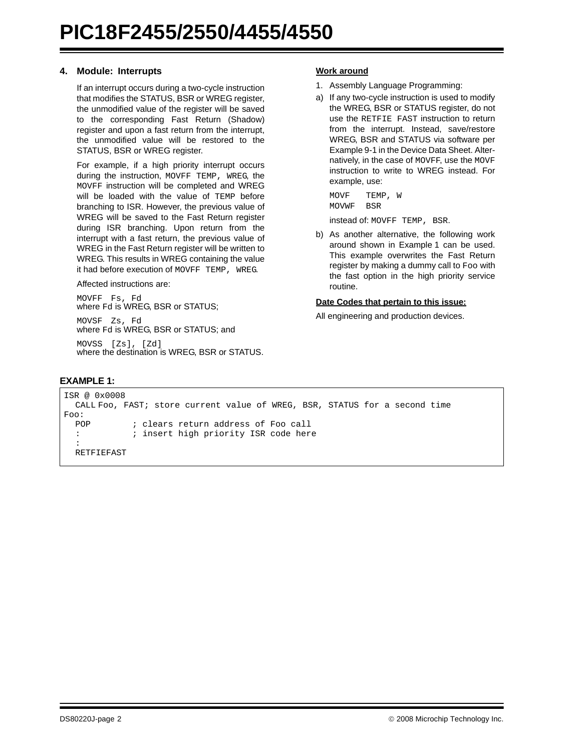## 4. Module: Interrupts

If an interrupt occurs during a two-cycle instruction that modifies the STATUS, BSR or WREG register, the unmodified value of the register will be saved to the corresponding Fast Return (Shadow) register and upon a fast return from the interrupt, the unmodified value will be restored to the STATUS, BSR or WREG register.

For example, if a high priority interrupt occurs during the instruction, `MOVFF TEMP, WREG`, the `MOVFF` instruction will be completed and WREG will be loaded with the value of `TEMP` before branching to ISR. However, the previous value of WREG will be saved to the Fast Return register during ISR branching. Upon return from the interrupt with a fast return, the previous value of WREG in the Fast Return register will be written to WREG. This results in WREG containing the value it had before execution of `MOVFF TEMP, WREG`.

Affected instructions are:

`MOVFF Fs, Fd`
where `Fd` is WREG, BSR or STATUS;

`MOVSF Zs, Fd`
where `Fd` is WREG, BSR or STATUS; and

`MOVSS [Zs], [Zd]`
where the destination is WREG, BSR or STATUS.

**Work around**

1. Assembly Language Programming:

a) If any two-cycle instruction is used to modify the WREG, BSR or STATUS register, do not use the `RETFIE FAST` instruction to return from the interrupt. Instead, save/restore WREG, BSR and STATUS via software per Example 9-1 in the Device Data Sheet. Alternatively, in the case of `MOVFF`, use the `MOVF` instruction to write to WREG instead. For example, use:

```
MOVF   TEMP, W
MOVWF  BSR
```

instead of: `MOVFF TEMP, BSR`.

b) As another alternative, the following work around shown in Example 1 can be used. This example overwrites the Fast Return register by making a dummy call to `Foo` with the fast option in the high priority service routine.

**Date Codes that pertain to this issue:**

All engineering and production devices.

**EXAMPLE 1:**

```
ISR @ 0x0008
  CALL Foo, FAST; store current value of WREG, BSR, STATUS for a second time
Foo:
  POP        ; clears return address of Foo call
  :          ; insert high priority ISR code here
  :
  RETFIEFAST
```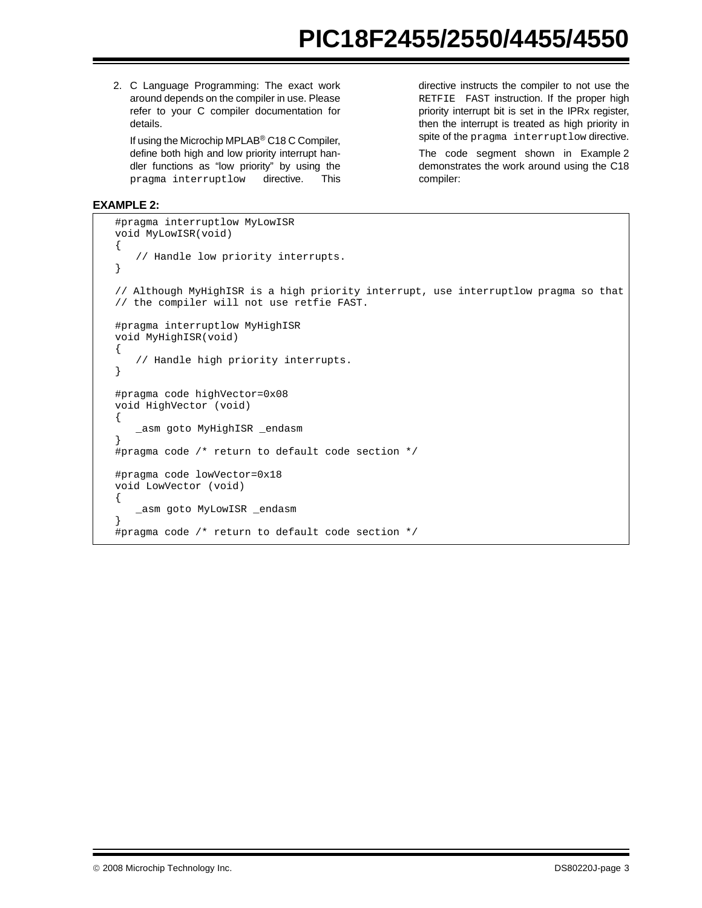2. C Language Programming: The exact work around depends on the compiler in use. Please refer to your C compiler documentation for details.

   If using the Microchip MPLAB® C18 C Compiler, define both high and low priority interrupt handler functions as "low priority" by using the `pragma interruptlow` directive. This directive instructs the compiler to not use the `RETFIE FAST` instruction. If the proper high priority interrupt bit is set in the IPRx register, then the interrupt is treated as high priority in spite of the `pragma interruptlow` directive.

   The code segment shown in Example 2 demonstrates the work around using the C18 compiler:

**EXAMPLE 2:**

```
#pragma interruptlow MyLowISR
void MyLowISR(void)
{
    // Handle low priority interrupts.
}

// Although MyHighISR is a high priority interrupt, use interruptlow pragma so that
// the compiler will not use retfie FAST.

#pragma interruptlow MyHighISR
void MyHighISR(void)
{
    // Handle high priority interrupts.
}

#pragma code highVector=0x08
void HighVector (void)
{
    _asm goto MyHighISR _endasm
}
#pragma code /* return to default code section */

#pragma code lowVector=0x18
void LowVector (void)
{
    _asm goto MyLowISR _endasm
}
#pragma code /* return to default code section */
```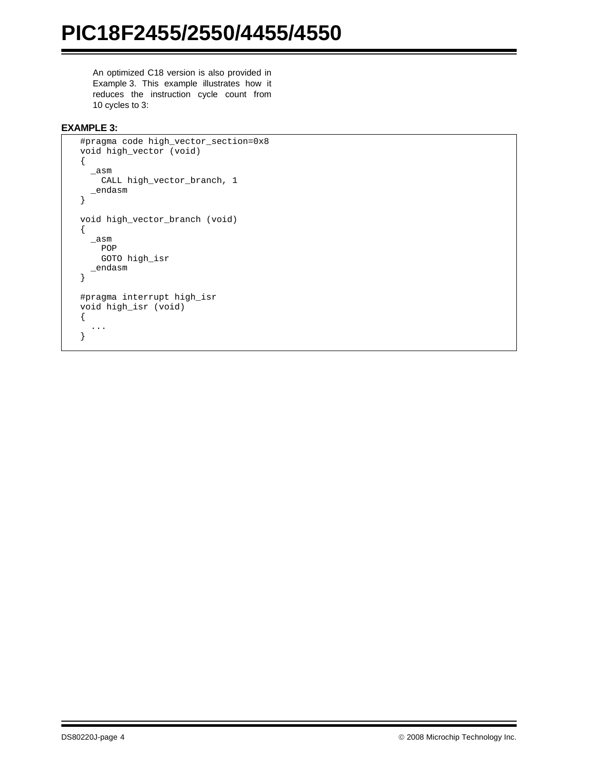An optimized C18 version is also provided in Example 3. This example illustrates how it reduces the instruction cycle count from 10 cycles to 3:

**EXAMPLE 3:**

```
#pragma code high_vector_section=0x8
void high_vector (void)
{
  _asm
    CALL high_vector_branch, 1
  _endasm
}

void high_vector_branch (void)
{
  _asm
    POP
    GOTO high_isr
  _endasm
}

#pragma interrupt high_isr
void high_isr (void)
{
  ...
}
```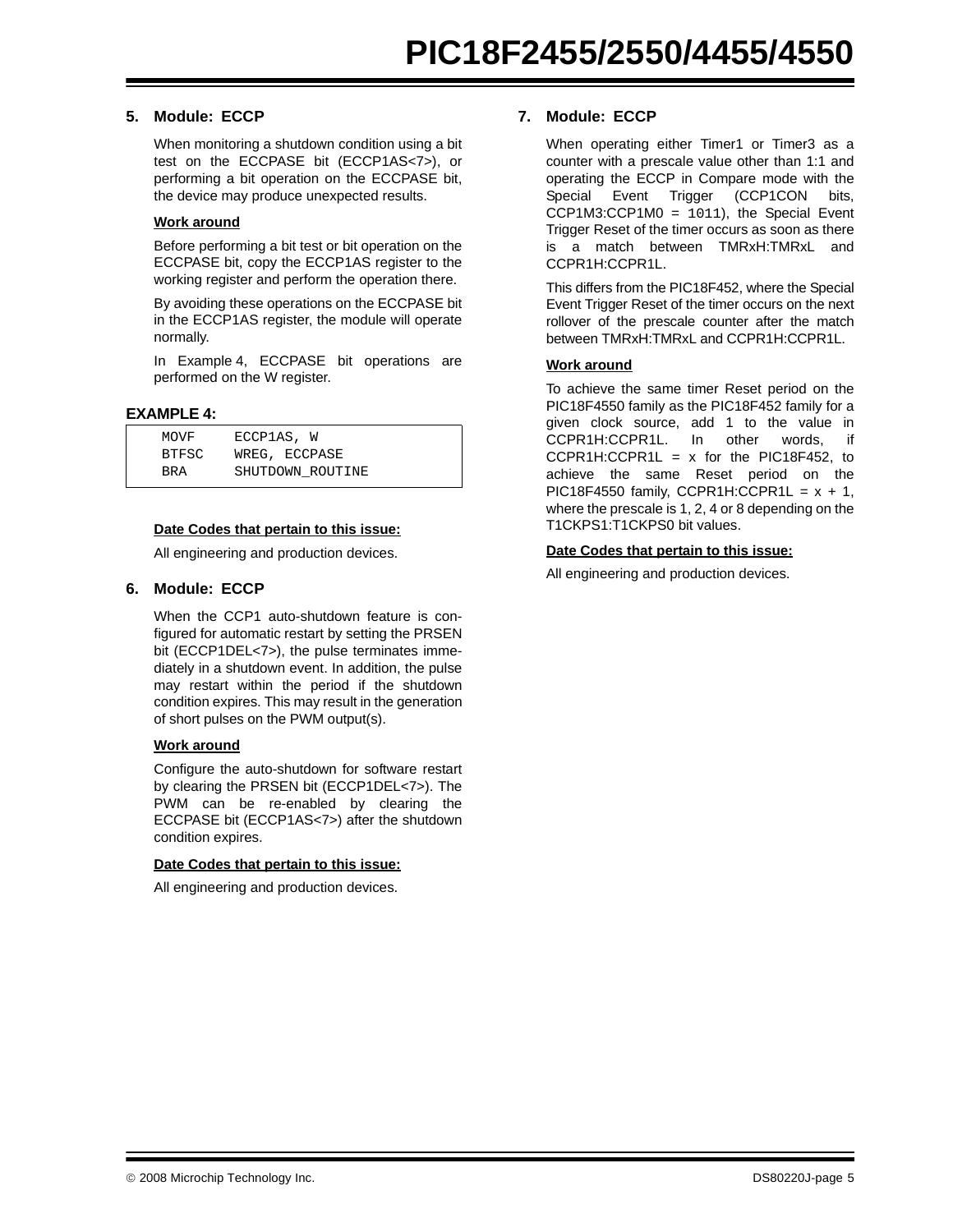## 5. Module: ECCP

When monitoring a shutdown condition using a bit test on the ECCPASE bit (ECCP1AS<7>), or performing a bit operation on the ECCPASE bit, the device may produce unexpected results.

**Work around**

Before performing a bit test or bit operation on the ECCPASE bit, copy the ECCP1AS register to the working register and perform the operation there.

By avoiding these operations on the ECCPASE bit in the ECCP1AS register, the module will operate normally.

In Example 4, ECCPASE bit operations are performed on the W register.

**EXAMPLE 4:**

```
MOVF     ECCP1AS, W
BTFSC    WREG, ECCPASE
BRA      SHUTDOWN_ROUTINE
```

**Date Codes that pertain to this issue:**

All engineering and production devices.

## 6. Module: ECCP

When the CCP1 auto-shutdown feature is configured for automatic restart by setting the PRSEN bit (ECCP1DEL<7>), the pulse terminates immediately in a shutdown event. In addition, the pulse may restart within the period if the shutdown condition expires. This may result in the generation of short pulses on the PWM output(s).

**Work around**

Configure the auto-shutdown for software restart by clearing the PRSEN bit (ECCP1DEL<7>). The PWM can be re-enabled by clearing the ECCPASE bit (ECCP1AS<7>) after the shutdown condition expires.

**Date Codes that pertain to this issue:**

All engineering and production devices.

## 7. Module: ECCP

When operating either Timer1 or Timer3 as a counter with a prescale value other than 1:1 and operating the ECCP in Compare mode with the Special Event Trigger (CCP1CON bits, CCP1M3:CCP1M0 = 1011), the Special Event Trigger Reset of the timer occurs as soon as there is a match between TMRxH:TMRxL and CCPR1H:CCPR1L.

This differs from the PIC18F452, where the Special Event Trigger Reset of the timer occurs on the next rollover of the prescale counter after the match between TMRxH:TMRxL and CCPR1H:CCPR1L.

**Work around**

To achieve the same timer Reset period on the PIC18F4550 family as the PIC18F452 family for a given clock source, add 1 to the value in CCPR1H:CCPR1L. In other words, if CCPR1H:CCPR1L = x for the PIC18F452, to achieve the same Reset period on the PIC18F4550 family, CCPR1H:CCPR1L = x + 1, where the prescale is 1, 2, 4 or 8 depending on the T1CKPS1:T1CKPS0 bit values.

**Date Codes that pertain to this issue:**

All engineering and production devices.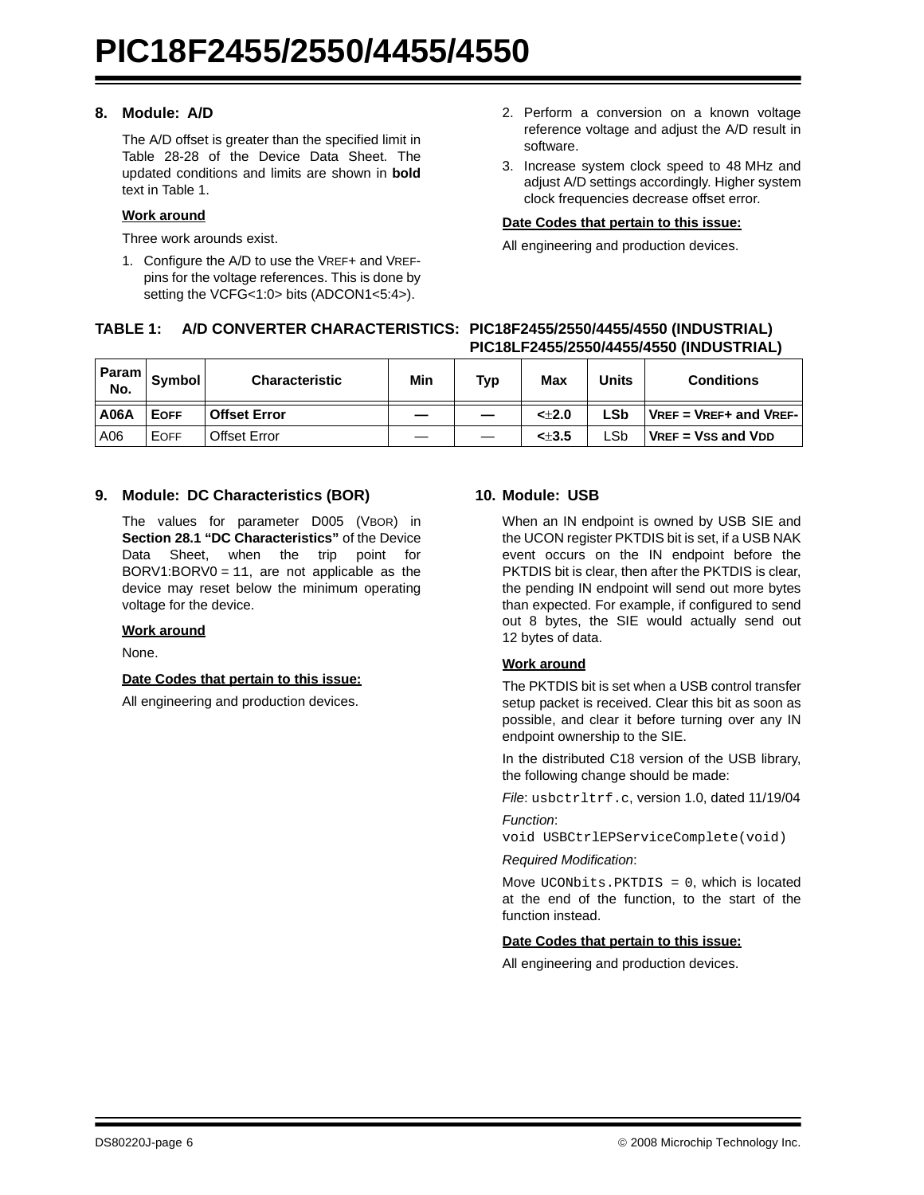## 8. Module: A/D

The A/D offset is greater than the specified limit in Table 28-28 of the Device Data Sheet. The updated conditions and limits are shown in **bold** text in Table 1.

**Work around**

Three work arounds exist.

1. Configure the A/D to use the VREF+ and VREF- pins for the voltage references. This is done by setting the VCFG<1:0> bits (ADCON1<5:4>).
2. Perform a conversion on a known voltage reference voltage and adjust the A/D result in software.
3. Increase system clock speed to 48 MHz and adjust A/D settings accordingly. Higher system clock frequencies decrease offset error.

**Date Codes that pertain to this issue:**

All engineering and production devices.

**TABLE 1: A/D CONVERTER CHARACTERISTICS: PIC18F2455/2550/4455/4550 (INDUSTRIAL) PIC18LF2455/2550/4455/4550 (INDUSTRIAL)**

| Param No. | Symbol | Characteristic | Min | Typ | Max | Units | Conditions |
|---|---|---|---|---|---|---|---|
| **A06A** | **EOFF** | **Offset Error** | **—** | **—** | **<±2.0** | **LSb** | **VREF = VREF+ and VREF-** |
| A06 | EOFF | Offset Error | — | — | **<±3.5** | LSb | **VREF = VSS and VDD** |

## 9. Module: DC Characteristics (BOR)

The values for parameter D005 (VBOR) in **Section 28.1 "DC Characteristics"** of the Device Data Sheet, when the trip point for BORV1:BORV0 = 11, are not applicable as the device may reset below the minimum operating voltage for the device.

**Work around**

None.

**Date Codes that pertain to this issue:**

All engineering and production devices.

## 10. Module: USB

When an IN endpoint is owned by USB SIE and the UCON register PKTDIS bit is set, if a USB NAK event occurs on the IN endpoint before the PKTDIS bit is clear, then after the PKTDIS is clear, the pending IN endpoint will send out more bytes than expected. For example, if configured to send out 8 bytes, the SIE would actually send out 12 bytes of data.

**Work around**

The PKTDIS bit is set when a USB control transfer setup packet is received. Clear this bit as soon as possible, and clear it before turning over any IN endpoint ownership to the SIE.

In the distributed C18 version of the USB library, the following change should be made:

*File*: `usbctrltrf.c`, version 1.0, dated 11/19/04

*Function*:
`void USBCtrlEPServiceComplete(void)`

*Required Modification*:

Move `UCONbits.PKTDIS = 0`, which is located at the end of the function, to the start of the function instead.

**Date Codes that pertain to this issue:**

All engineering and production devices.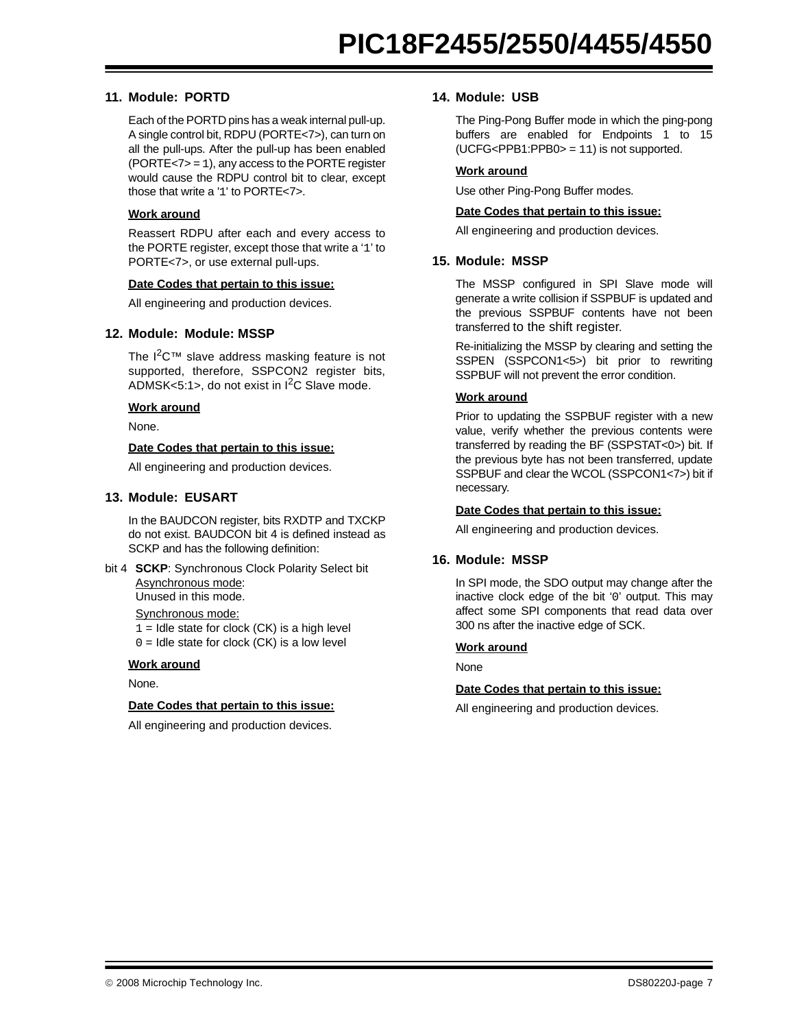## 11. Module: PORTD

Each of the PORTD pins has a weak internal pull-up. A single control bit, RDPU (PORTE<7>), can turn on all the pull-ups. After the pull-up has been enabled (PORTE<7> = 1), any access to the PORTE register would cause the RDPU control bit to clear, except those that write a '1' to PORTE<7>.

**Work around**

Reassert RDPU after each and every access to the PORTE register, except those that write a '1' to PORTE<7>, or use external pull-ups.

**Date Codes that pertain to this issue:**

All engineering and production devices.

## 12. Module: Module: MSSP

The I[2]C™ slave address masking feature is not supported, therefore, SSPCON2 register bits, ADMSK<5:1>, do not exist in I[2]C Slave mode.

**Work around**

None.

**Date Codes that pertain to this issue:**

All engineering and production devices.

## 13. Module: EUSART

In the BAUDCON register, bits RXDTP and TXCKP do not exist. BAUDCON bit 4 is defined instead as SCKP and has the following definition:

bit 4 **SCKP**: Synchronous Clock Polarity Select bit
Asynchronous mode:
Unused in this mode.
Synchronous mode:
1 = Idle state for clock (CK) is a high level
0 = Idle state for clock (CK) is a low level

**Work around**

None.

**Date Codes that pertain to this issue:**

All engineering and production devices.

## 14. Module: USB

The Ping-Pong Buffer mode in which the ping-pong buffers are enabled for Endpoints 1 to 15 (UCFG<PPB1:PPB0> = 11) is not supported.

**Work around**

Use other Ping-Pong Buffer modes.

**Date Codes that pertain to this issue:**

All engineering and production devices.

## 15. Module: MSSP

The MSSP configured in SPI Slave mode will generate a write collision if SSPBUF is updated and the previous SSPBUF contents have not been transferred to the shift register.

Re-initializing the MSSP by clearing and setting the SSPEN (SSPCON1<5>) bit prior to rewriting SSPBUF will not prevent the error condition.

**Work around**

Prior to updating the SSPBUF register with a new value, verify whether the previous contents were transferred by reading the BF (SSPSTAT<0>) bit. If the previous byte has not been transferred, update SSPBUF and clear the WCOL (SSPCON1<7>) bit if necessary.

**Date Codes that pertain to this issue:**

All engineering and production devices.

## 16. Module: MSSP

In SPI mode, the SDO output may change after the inactive clock edge of the bit '0' output. This may affect some SPI components that read data over 300 ns after the inactive edge of SCK.

**Work around**

None

**Date Codes that pertain to this issue:**

All engineering and production devices.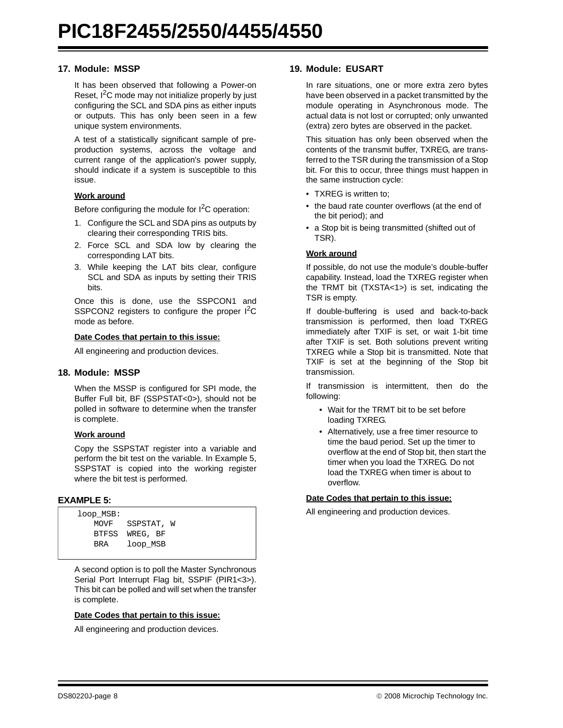## 17. Module: MSSP

It has been observed that following a Power-on Reset, I$^2$C mode may not initialize properly by just configuring the SCL and SDA pins as either inputs or outputs. This has only been seen in a few unique system environments.

A test of a statistically significant sample of pre-production systems, across the voltage and current range of the application's power supply, should indicate if a system is susceptible to this issue.

**Work around**

Before configuring the module for I$^2$C operation:

1. Configure the SCL and SDA pins as outputs by clearing their corresponding TRIS bits.
2. Force SCL and SDA low by clearing the corresponding LAT bits.
3. While keeping the LAT bits clear, configure SCL and SDA as inputs by setting their TRIS bits.

Once this is done, use the SSPCON1 and SSPCON2 registers to configure the proper I$^2$C mode as before.

**Date Codes that pertain to this issue:**

All engineering and production devices.

## 18. Module: MSSP

When the MSSP is configured for SPI mode, the Buffer Full bit, BF (SSPSTAT<0>), should not be polled in software to determine when the transfer is complete.

**Work around**

Copy the SSPSTAT register into a variable and perform the bit test on the variable. In Example 5, SSPSTAT is copied into the working register where the bit test is performed.

**EXAMPLE 5:**

```
loop_MSB:
    MOVF   SSPSTAT, W
    BTFSS  WREG, BF
    BRA    loop_MSB
```

A second option is to poll the Master Synchronous Serial Port Interrupt Flag bit, SSPIF (PIR1<3>). This bit can be polled and will set when the transfer is complete.

**Date Codes that pertain to this issue:**

All engineering and production devices.

## 19. Module: EUSART

In rare situations, one or more extra zero bytes have been observed in a packet transmitted by the module operating in Asynchronous mode. The actual data is not lost or corrupted; only unwanted (extra) zero bytes are observed in the packet.

This situation has only been observed when the contents of the transmit buffer, TXREG, are transferred to the TSR during the transmission of a Stop bit. For this to occur, three things must happen in the same instruction cycle:

- TXREG is written to;
- the baud rate counter overflows (at the end of the bit period); and
- a Stop bit is being transmitted (shifted out of TSR).

**Work around**

If possible, do not use the module's double-buffer capability. Instead, load the TXREG register when the TRMT bit (TXSTA<1>) is set, indicating the TSR is empty.

If double-buffering is used and back-to-back transmission is performed, then load TXREG immediately after TXIF is set, or wait 1-bit time after TXIF is set. Both solutions prevent writing TXREG while a Stop bit is transmitted. Note that TXIF is set at the beginning of the Stop bit transmission.

If transmission is intermittent, then do the following:

- Wait for the TRMT bit to be set before loading TXREG.
- Alternatively, use a free timer resource to time the baud period. Set up the timer to overflow at the end of Stop bit, then start the timer when you load the TXREG. Do not load the TXREG when timer is about to overflow.

**Date Codes that pertain to this issue:**

All engineering and production devices.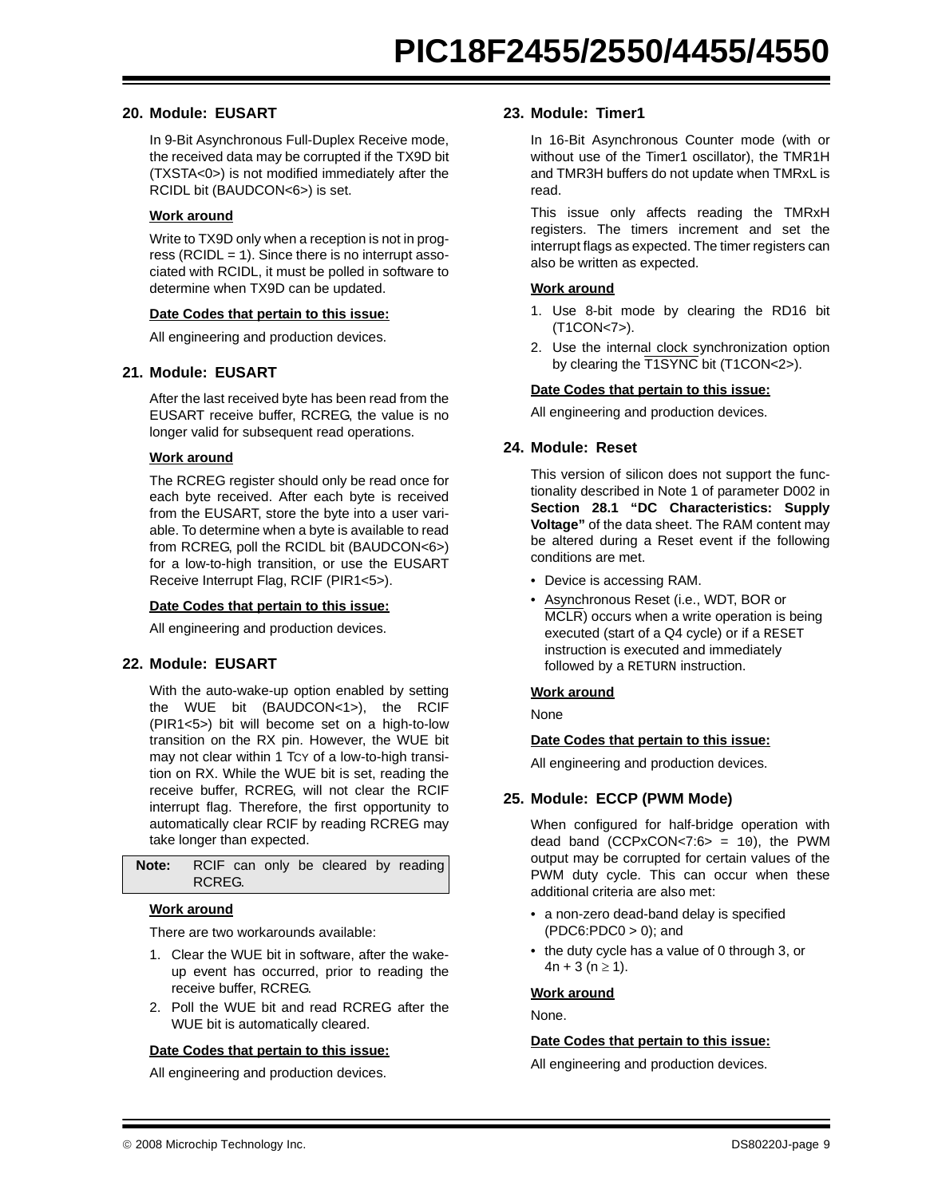## 20. Module: EUSART

In 9-Bit Asynchronous Full-Duplex Receive mode, the received data may be corrupted if the TX9D bit (TXSTA<0>) is not modified immediately after the RCIDL bit (BAUDCON<6>) is set.

**Work around**

Write to TX9D only when a reception is not in progress (RCIDL = 1). Since there is no interrupt associated with RCIDL, it must be polled in software to determine when TX9D can be updated.

**Date Codes that pertain to this issue:**

All engineering and production devices.

## 21. Module: EUSART

After the last received byte has been read from the EUSART receive buffer, RCREG, the value is no longer valid for subsequent read operations.

**Work around**

The RCREG register should only be read once for each byte received. After each byte is received from the EUSART, store the byte into a user variable. To determine when a byte is available to read from RCREG, poll the RCIDL bit (BAUDCON<6>) for a low-to-high transition, or use the EUSART Receive Interrupt Flag, RCIF (PIR1<5>).

**Date Codes that pertain to this issue:**

All engineering and production devices.

## 22. Module: EUSART

With the auto-wake-up option enabled by setting the WUE bit (BAUDCON<1>), the RCIF (PIR1<5>) bit will become set on a high-to-low transition on the RX pin. However, the WUE bit may not clear within 1 TCY of a low-to-high transition on RX. While the WUE bit is set, reading the receive buffer, RCREG, will not clear the RCIF interrupt flag. Therefore, the first opportunity to automatically clear RCIF by reading RCREG may take longer than expected.

| **Note:** | RCIF can only be cleared by reading RCREG. |
|---|---|

**Work around**

There are two workarounds available:

1. Clear the WUE bit in software, after the wake-up event has occurred, prior to reading the receive buffer, RCREG.
2. Poll the WUE bit and read RCREG after the WUE bit is automatically cleared.

**Date Codes that pertain to this issue:**

All engineering and production devices.

## 23. Module: Timer1

In 16-Bit Asynchronous Counter mode (with or without use of the Timer1 oscillator), the TMR1H and TMR3H buffers do not update when TMRxL is read.

This issue only affects reading the TMRxH registers. The timers increment and set the interrupt flags as expected. The timer registers can also be written as expected.

**Work around**

1. Use 8-bit mode by clearing the RD16 bit (T1CON<7>).
2. Use the internal clock synchronization option by clearing the $\overline{\text{T1SYNC}}$ bit (T1CON<2>).

**Date Codes that pertain to this issue:**

All engineering and production devices.

## 24. Module: Reset

This version of silicon does not support the functionality described in Note 1 of parameter D002 in **Section 28.1 "DC Characteristics: Supply Voltage"** of the data sheet. The RAM content may be altered during a Reset event if the following conditions are met.

- Device is accessing RAM.
- Asynchronous Reset (i.e., WDT, BOR or $\overline{\text{MCLR}}$) occurs when a write operation is being executed (start of a Q4 cycle) or if a `RESET` instruction is executed and immediately followed by a `RETURN` instruction.

**Work around**

None

**Date Codes that pertain to this issue:**

All engineering and production devices.

## 25. Module: ECCP (PWM Mode)

When configured for half-bridge operation with dead band (CCPxCON<7:6> = 10), the PWM output may be corrupted for certain values of the PWM duty cycle. This can occur when these additional criteria are also met:

- a non-zero dead-band delay is specified (PDC6:PDC0 > 0); and
- the duty cycle has a value of 0 through 3, or $4n + 3$ ($n \geq 1$).

**Work around**

None.

**Date Codes that pertain to this issue:**

All engineering and production devices.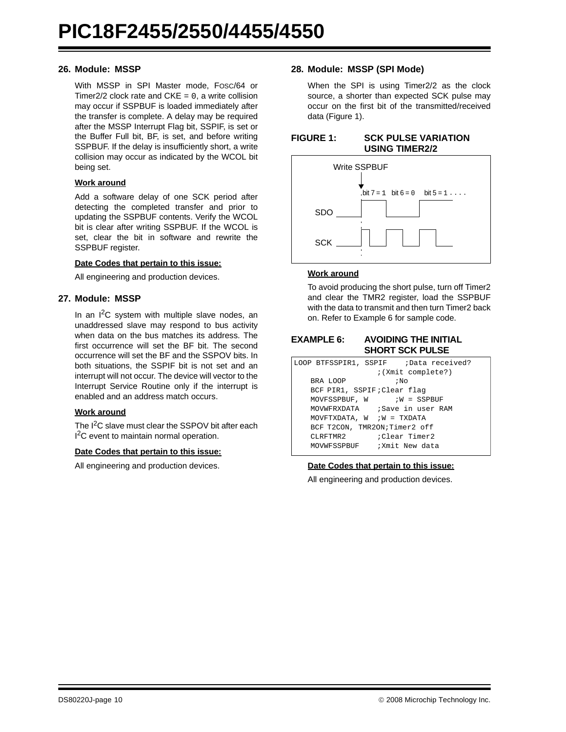## 26. Module: MSSP

With MSSP in SPI Master mode, FOSC/64 or Timer2/2 clock rate and CKE = 0, a write collision may occur if SSPBUF is loaded immediately after the transfer is complete. A delay may be required after the MSSP Interrupt Flag bit, SSPIF, is set or the Buffer Full bit, BF, is set, and before writing SSPBUF. If the delay is insufficiently short, a write collision may occur as indicated by the WCOL bit being set.

**Work around**

Add a software delay of one SCK period after detecting the completed transfer and prior to updating the SSPBUF contents. Verify the WCOL bit is clear after writing SSPBUF. If the WCOL is set, clear the bit in software and rewrite the SSPBUF register.

**Date Codes that pertain to this issue:**

All engineering and production devices.

## 27. Module: MSSP

In an I²C system with multiple slave nodes, an unaddressed slave may respond to bus activity when data on the bus matches its address. The first occurrence will set the BF bit. The second occurrence will set the BF and the SSPOV bits. In both situations, the SSPIF bit is not set and an interrupt will not occur. The device will vector to the Interrupt Service Routine only if the interrupt is enabled and an address match occurs.

**Work around**

The I²C slave must clear the SSPOV bit after each I²C event to maintain normal operation.

**Date Codes that pertain to this issue:**

All engineering and production devices.

## 28. Module: MSSP (SPI Mode)

When the SPI is using Timer2/2 as the clock source, a shorter than expected SCK pulse may occur on the first bit of the transmitted/received data (Figure 1).

**FIGURE 1: SCK PULSE VARIATION USING TIMER2/2**

Write SSPBUF

bit 7 = 1 bit 6 = 0 bit 5 = 1 . . . .

SDO

SCK

**Work around**

To avoid producing the short pulse, turn off Timer2 and clear the TMR2 register, load the SSPBUF with the data to transmit and then turn Timer2 back on. Refer to Example 6 for sample code.

**EXAMPLE 6: AVOIDING THE INITIAL SHORT SCK PULSE**

```
LOOP BTFSSPIR1, SSPIF    ;Data received?
                  ;(Xmit complete?)
    BRA LOOP           ;No
    BCF PIR1, SSPIF;Clear flag
    MOVFSSPBUF, W      ;W = SSPBUF
    MOVWFRXDATA    ;Save in user RAM
    MOVFTXDATA, W  ;W = TXDATA
    BCF T2CON, TMR2ON;Timer2 off
    CLRFTMR2       ;Clear Timer2
    MOVWFSSPBUF    ;Xmit New data
```

**Date Codes that pertain to this issue:**

All engineering and production devices.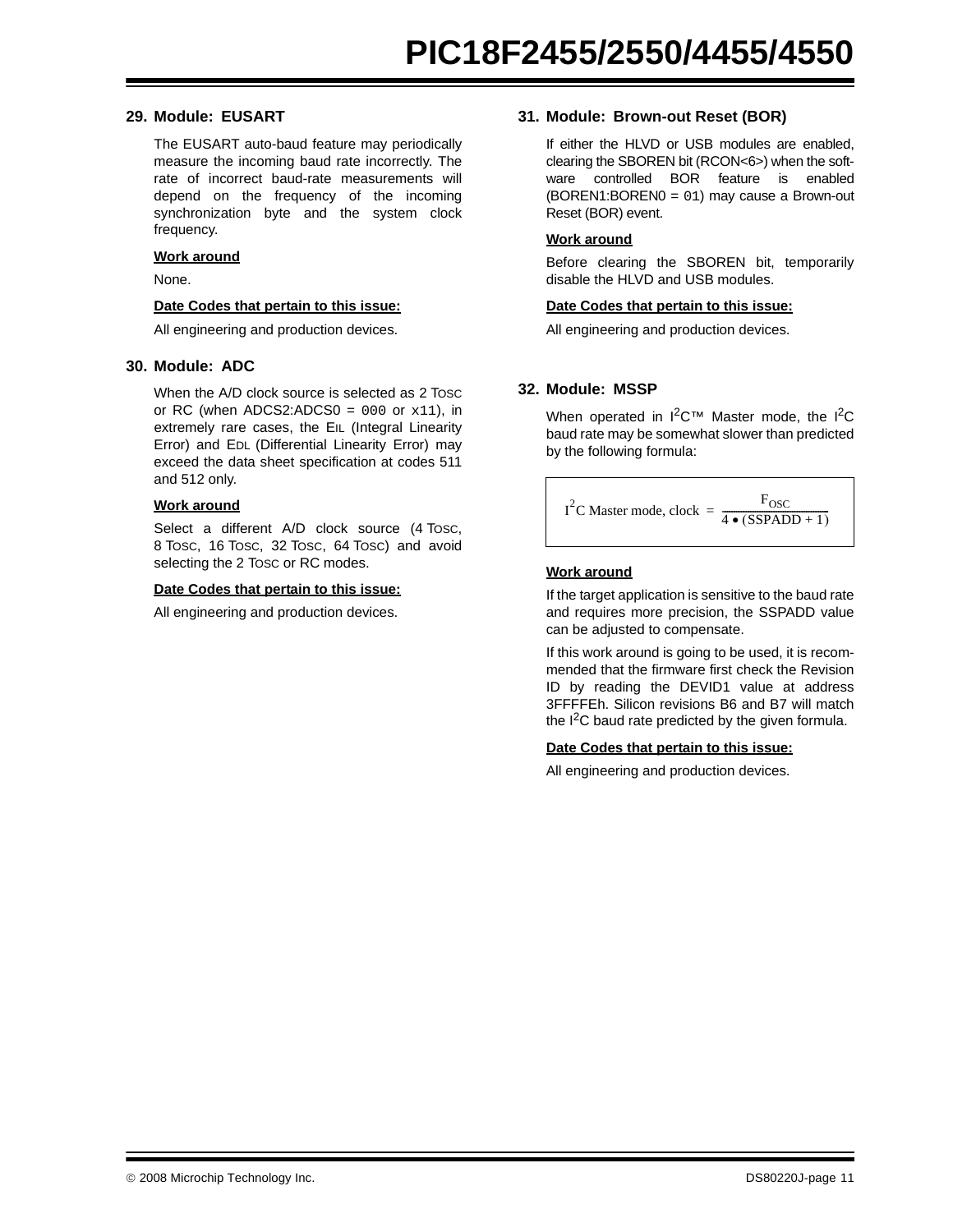## 29. Module: EUSART

The EUSART auto-baud feature may periodically measure the incoming baud rate incorrectly. The rate of incorrect baud-rate measurements will depend on the frequency of the incoming synchronization byte and the system clock frequency.

**Work around**

None.

**Date Codes that pertain to this issue:**

All engineering and production devices.

## 30. Module: ADC

When the A/D clock source is selected as 2 TOSC or RC (when ADCS2:ADCS0 = `000` or `x11`), in extremely rare cases, the EIL (Integral Linearity Error) and EDL (Differential Linearity Error) may exceed the data sheet specification at codes 511 and 512 only.

**Work around**

Select a different A/D clock source (4 TOSC, 8 TOSC, 16 TOSC, 32 TOSC, 64 TOSC) and avoid selecting the 2 TOSC or RC modes.

**Date Codes that pertain to this issue:**

All engineering and production devices.

## 31. Module: Brown-out Reset (BOR)

If either the HLVD or USB modules are enabled, clearing the SBOREN bit (RCON<6>) when the software controlled BOR feature is enabled (BOREN1:BOREN0 = `01`) may cause a Brown-out Reset (BOR) event.

**Work around**

Before clearing the SBOREN bit, temporarily disable the HLVD and USB modules.

**Date Codes that pertain to this issue:**

All engineering and production devices.

## 32. Module: MSSP

When operated in I²C™ Master mode, the I²C baud rate may be somewhat slower than predicted by the following formula:

$$I^2C \text{ Master mode, clock } = \frac{F_{OSC}}{4 \bullet (SSPADD + 1)}$$

**Work around**

If the target application is sensitive to the baud rate and requires more precision, the SSPADD value can be adjusted to compensate.

If this work around is going to be used, it is recommended that the firmware first check the Revision ID by reading the DEVID1 value at address 3FFFFEh. Silicon revisions B6 and B7 will match the I²C baud rate predicted by the given formula.

**Date Codes that pertain to this issue:**

All engineering and production devices.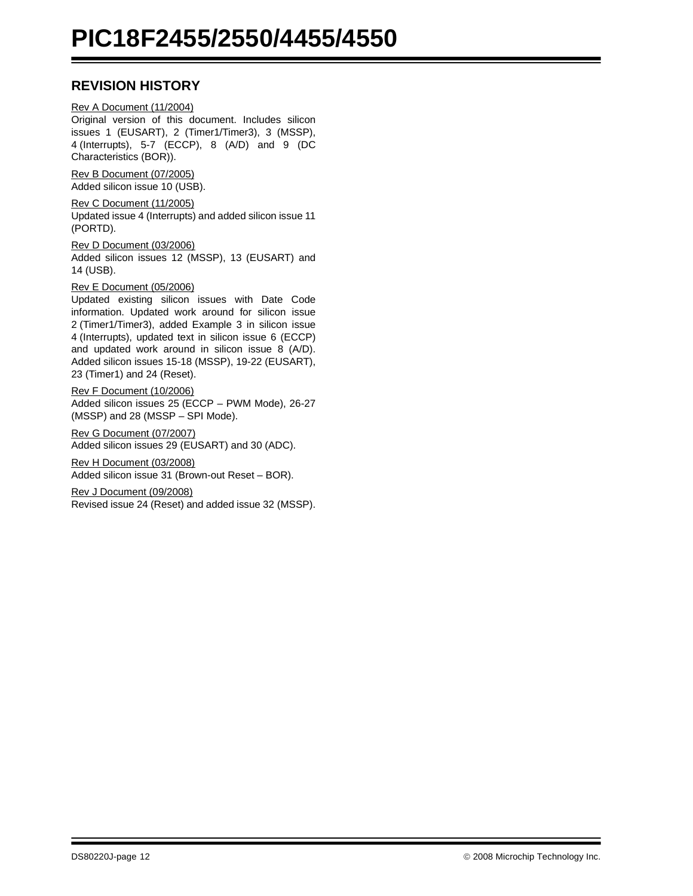## REVISION HISTORY

Rev A Document (11/2004)

Original version of this document. Includes silicon issues 1 (EUSART), 2 (Timer1/Timer3), 3 (MSSP), 4 (Interrupts), 5-7 (ECCP), 8 (A/D) and 9 (DC Characteristics (BOR)).

Rev B Document (07/2005)

Added silicon issue 10 (USB).

Rev C Document (11/2005)

Updated issue 4 (Interrupts) and added silicon issue 11 (PORTD).

Rev D Document (03/2006)

Added silicon issues 12 (MSSP), 13 (EUSART) and 14 (USB).

Rev E Document (05/2006)

Updated existing silicon issues with Date Code information. Updated work around for silicon issue 2 (Timer1/Timer3), added Example 3 in silicon issue 4 (Interrupts), updated text in silicon issue 6 (ECCP) and updated work around in silicon issue 8 (A/D). Added silicon issues 15-18 (MSSP), 19-22 (EUSART), 23 (Timer1) and 24 (Reset).

Rev F Document (10/2006)

Added silicon issues 25 (ECCP – PWM Mode), 26-27 (MSSP) and 28 (MSSP – SPI Mode).

Rev G Document (07/2007)

Added silicon issues 29 (EUSART) and 30 (ADC).

Rev H Document (03/2008)

Added silicon issue 31 (Brown-out Reset – BOR).

Rev J Document (09/2008)

Revised issue 24 (Reset) and added issue 32 (MSSP).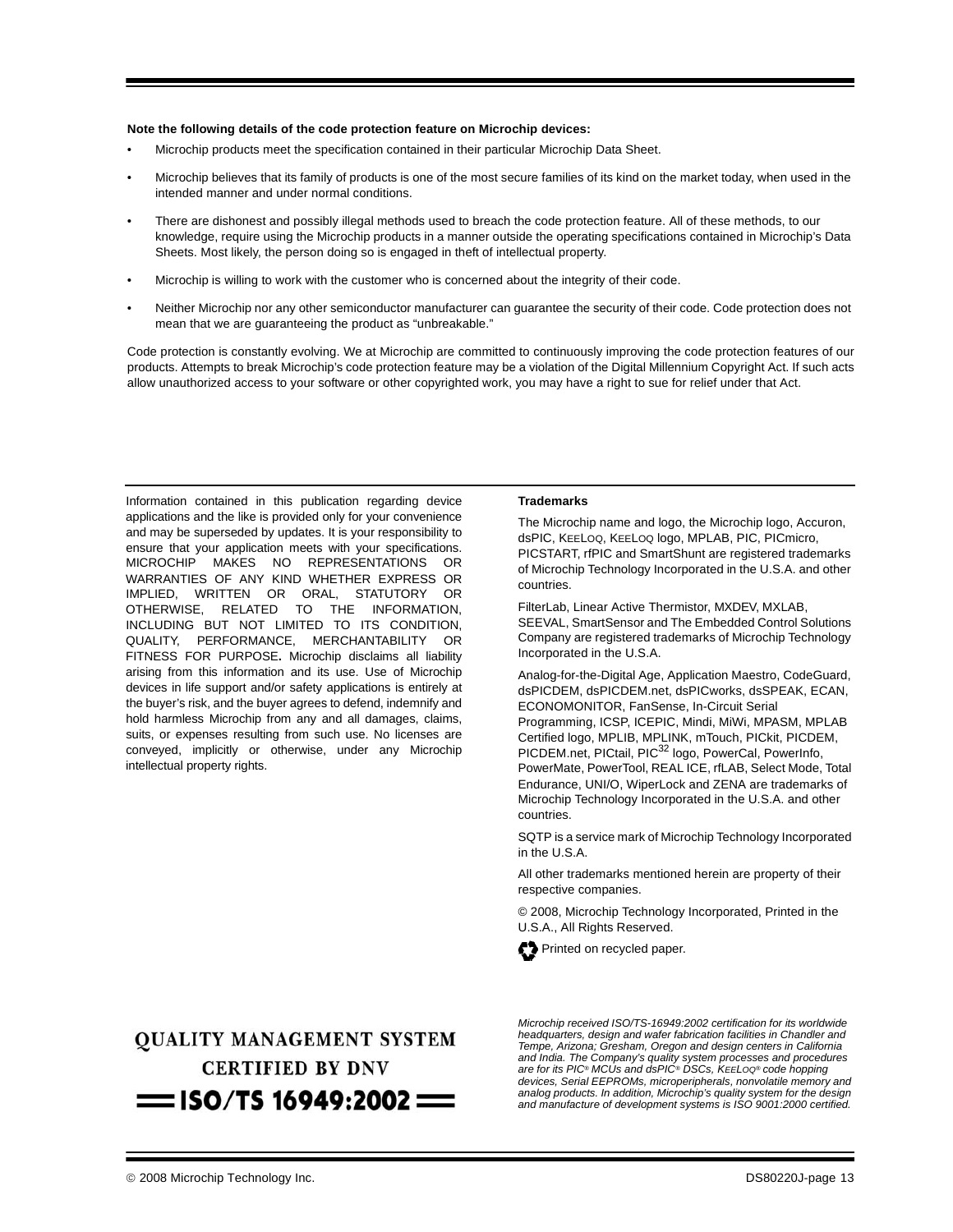**Note the following details of the code protection feature on Microchip devices:**

- Microchip products meet the specification contained in their particular Microchip Data Sheet.
- Microchip believes that its family of products is one of the most secure families of its kind on the market today, when used in the intended manner and under normal conditions.
- There are dishonest and possibly illegal methods used to breach the code protection feature. All of these methods, to our knowledge, require using the Microchip products in a manner outside the operating specifications contained in Microchip's Data Sheets. Most likely, the person doing so is engaged in theft of intellectual property.
- Microchip is willing to work with the customer who is concerned about the integrity of their code.
- Neither Microchip nor any other semiconductor manufacturer can guarantee the security of their code. Code protection does not mean that we are guaranteeing the product as “unbreakable.”

Code protection is constantly evolving. We at Microchip are committed to continuously improving the code protection features of our products. Attempts to break Microchip's code protection feature may be a violation of the Digital Millennium Copyright Act. If such acts allow unauthorized access to your software or other copyrighted work, you may have a right to sue for relief under that Act.

Information contained in this publication regarding device applications and the like is provided only for your convenience and may be superseded by updates. It is your responsibility to ensure that your application meets with your specifications. MICROCHIP MAKES NO REPRESENTATIONS OR WARRANTIES OF ANY KIND WHETHER EXPRESS OR IMPLIED, WRITTEN OR ORAL, STATUTORY OR OTHERWISE, RELATED TO THE INFORMATION, INCLUDING BUT NOT LIMITED TO ITS CONDITION, QUALITY, PERFORMANCE, MERCHANTABILITY OR FITNESS FOR PURPOSE**.** Microchip disclaims all liability arising from this information and its use. Use of Microchip devices in life support and/or safety applications is entirely at the buyer's risk, and the buyer agrees to defend, indemnify and hold harmless Microchip from any and all damages, claims, suits, or expenses resulting from such use. No licenses are conveyed, implicitly or otherwise, under any Microchip intellectual property rights.

**Trademarks**

The Microchip name and logo, the Microchip logo, Accuron, dsPIC, KEELOQ, KEELOQ logo, MPLAB, PIC, PICmicro, PICSTART, rfPIC and SmartShunt are registered trademarks of Microchip Technology Incorporated in the U.S.A. and other countries.

FilterLab, Linear Active Thermistor, MXDEV, MXLAB, SEEVAL, SmartSensor and The Embedded Control Solutions Company are registered trademarks of Microchip Technology Incorporated in the U.S.A.

Analog-for-the-Digital Age, Application Maestro, CodeGuard, dsPICDEM, dsPICDEM.net, dsPICworks, dsSPEAK, ECAN, ECONOMONITOR, FanSense, In-Circuit Serial Programming, ICSP, ICEPIC, Mindi, MiWi, MPASM, MPLAB Certified logo, MPLIB, MPLINK, mTouch, PICkit, PICDEM, PICDEM.net, PICtail, PIC32 logo, PowerCal, PowerInfo, PowerMate, PowerTool, REAL ICE, rfLAB, Select Mode, Total Endurance, UNI/O, WiperLock and ZENA are trademarks of Microchip Technology Incorporated in the U.S.A. and other countries.

SQTP is a service mark of Microchip Technology Incorporated in the U.S.A.

All other trademarks mentioned herein are property of their respective companies.

© 2008, Microchip Technology Incorporated, Printed in the U.S.A., All Rights Reserved.

Printed on recycled paper.

QUALITY MANAGEMENT SYSTEM
CERTIFIED BY DNV
ISO/TS 16949:2002

*Microchip received ISO/TS-16949:2002 certification for its worldwide headquarters, design and wafer fabrication facilities in Chandler and Tempe, Arizona; Gresham, Oregon and design centers in California and India. The Company's quality system processes and procedures are for its PIC® MCUs and dsPIC® DSCs, KEELOQ® code hopping devices, Serial EEPROMs, microperipherals, nonvolatile memory and analog products. In addition, Microchip's quality system for the design and manufacture of development systems is ISO 9001:2000 certified.*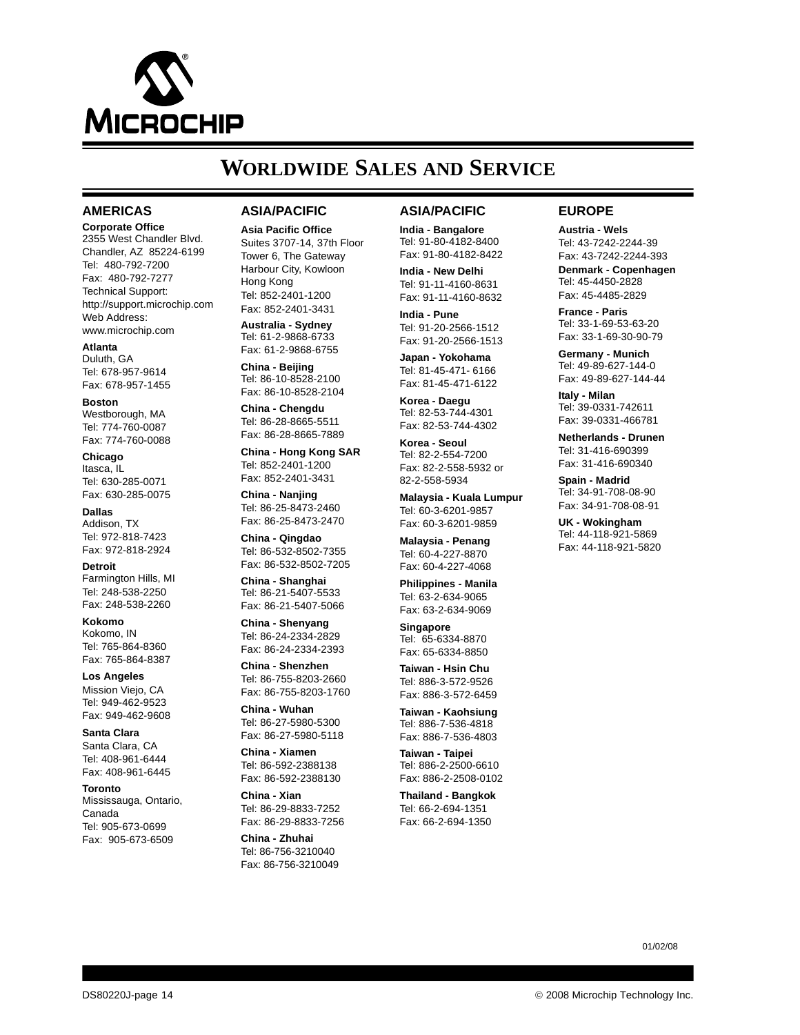MICROCHIP

# WORLDWIDE SALES AND SERVICE

## AMERICAS

**Corporate Office**
2355 West Chandler Blvd.
Chandler, AZ 85224-6199
Tel: 480-792-7200
Fax: 480-792-7277
Technical Support:
http://support.microchip.com
Web Address:
www.microchip.com

**Atlanta**
Duluth, GA
Tel: 678-957-9614
Fax: 678-957-1455

**Boston**
Westborough, MA
Tel: 774-760-0087
Fax: 774-760-0088

**Chicago**
Itasca, IL
Tel: 630-285-0071
Fax: 630-285-0075

**Dallas**
Addison, TX
Tel: 972-818-7423
Fax: 972-818-2924

**Detroit**
Farmington Hills, MI
Tel: 248-538-2250
Fax: 248-538-2260

**Kokomo**
Kokomo, IN
Tel: 765-864-8360
Fax: 765-864-8387

**Los Angeles**
Mission Viejo, CA
Tel: 949-462-9523
Fax: 949-462-9608

**Santa Clara**
Santa Clara, CA
Tel: 408-961-6444
Fax: 408-961-6445

**Toronto**
Mississauga, Ontario,
Canada
Tel: 905-673-0699
Fax: 905-673-6509

## ASIA/PACIFIC

**Asia Pacific Office**
Suites 3707-14, 37th Floor
Tower 6, The Gateway
Harbour City, Kowloon
Hong Kong
Tel: 852-2401-1200
Fax: 852-2401-3431

**Australia - Sydney**
Tel: 61-2-9868-6733
Fax: 61-2-9868-6755

**China - Beijing**
Tel: 86-10-8528-2100
Fax: 86-10-8528-2104

**China - Chengdu**
Tel: 86-28-8665-5511
Fax: 86-28-8665-7889

**China - Hong Kong SAR**
Tel: 852-2401-1200
Fax: 852-2401-3431

**China - Nanjing**
Tel: 86-25-8473-2460
Fax: 86-25-8473-2470

**China - Qingdao**
Tel: 86-532-8502-7355
Fax: 86-532-8502-7205

**China - Shanghai**
Tel: 86-21-5407-5533
Fax: 86-21-5407-5066

**China - Shenyang**
Tel: 86-24-2334-2829
Fax: 86-24-2334-2393

**China - Shenzhen**
Tel: 86-755-8203-2660
Fax: 86-755-8203-1760

**China - Wuhan**
Tel: 86-27-5980-5300
Fax: 86-27-5980-5118

**China - Xiamen**
Tel: 86-592-2388138
Fax: 86-592-2388130

**China - Xian**
Tel: 86-29-8833-7252
Fax: 86-29-8833-7256

**China - Zhuhai**
Tel: 86-756-3210040
Fax: 86-756-3210049

## ASIA/PACIFIC

**India - Bangalore**
Tel: 91-80-4182-8400
Fax: 91-80-4182-8422

**India - New Delhi**
Tel: 91-11-4160-8631
Fax: 91-11-4160-8632

**India - Pune**
Tel: 91-20-2566-1512
Fax: 91-20-2566-1513

**Japan - Yokohama**
Tel: 81-45-471- 6166
Fax: 81-45-471-6122

**Korea - Daegu**
Tel: 82-53-744-4301
Fax: 82-53-744-4302

**Korea - Seoul**
Tel: 82-2-554-7200
Fax: 82-2-558-5932 or
82-2-558-5934

**Malaysia - Kuala Lumpur**
Tel: 60-3-6201-9857
Fax: 60-3-6201-9859

**Malaysia - Penang**
Tel: 60-4-227-8870
Fax: 60-4-227-4068

**Philippines - Manila**
Tel: 63-2-634-9065
Fax: 63-2-634-9069

**Singapore**
Tel: 65-6334-8870
Fax: 65-6334-8850

**Taiwan - Hsin Chu**
Tel: 886-3-572-9526
Fax: 886-3-572-6459

**Taiwan - Kaohsiung**
Tel: 886-7-536-4818
Fax: 886-7-536-4803

**Taiwan - Taipei**
Tel: 886-2-2500-6610
Fax: 886-2-2508-0102

**Thailand - Bangkok**
Tel: 66-2-694-1351
Fax: 66-2-694-1350

## EUROPE

**Austria - Wels**
Tel: 43-7242-2244-39
Fax: 43-7242-2244-393

**Denmark - Copenhagen**
Tel: 45-4450-2828
Fax: 45-4485-2829

**France - Paris**
Tel: 33-1-69-53-63-20
Fax: 33-1-69-30-90-79

**Germany - Munich**
Tel: 49-89-627-144-0
Fax: 49-89-627-144-44

**Italy - Milan**
Tel: 39-0331-742611
Fax: 39-0331-466781

**Netherlands - Drunen**
Tel: 31-416-690399
Fax: 31-416-690340

**Spain - Madrid**
Tel: 34-91-708-08-90
Fax: 34-91-708-08-91

**UK - Wokingham**
Tel: 44-118-921-5869
Fax: 44-118-921-5820

01/02/08